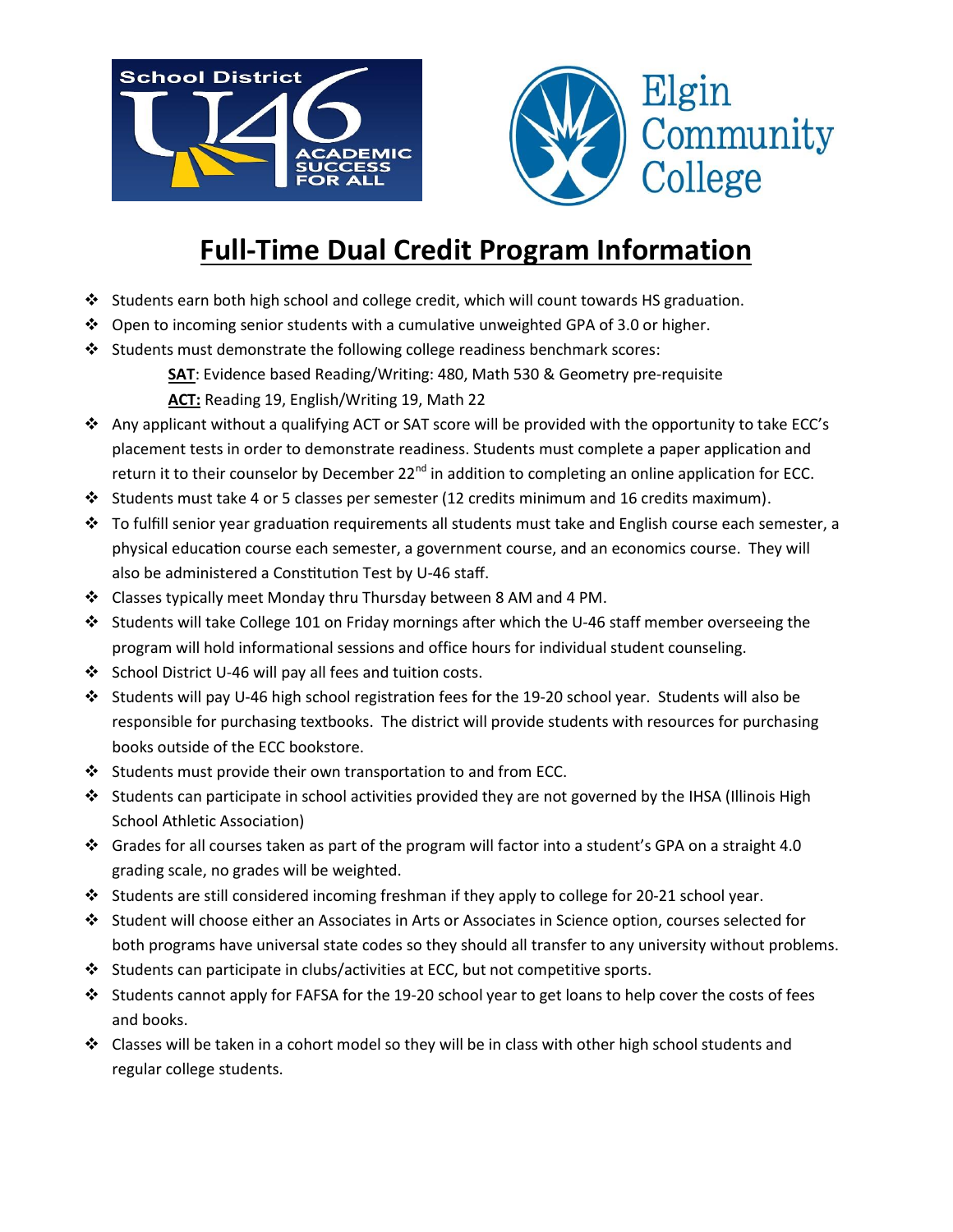# Full-Time Dual Credit Program Information

- Students earn both high school and college credit, which will count towards HS graduation.
- Open to incoming senior students with a cumulative unweighted GPA of 3.0 or higher.
- Students must demonstrate the following college readiness benchmark scores:
  - **SAT**: Evidence based Reading/Writing: 480, Math 530 & Geometry pre-requisite
  - **ACT:** Reading 19, English/Writing 19, Math 22
- Any applicant without a qualifying ACT or SAT score will be provided with the opportunity to take ECC's placement tests in order to demonstrate readiness. Students must complete a paper application and return it to their counselor by December 22nd in addition to completing an online application for ECC.
- Students must take 4 or 5 classes per semester (12 credits minimum and 16 credits maximum).
- To fulfill senior year graduation requirements all students must take and English course each semester, a physical education course each semester, a government course, and an economics course. They will also be administered a Constitution Test by U-46 staff.
- Classes typically meet Monday thru Thursday between 8 AM and 4 PM.
- Students will take College 101 on Friday mornings after which the U-46 staff member overseeing the program will hold informational sessions and office hours for individual student counseling.
- School District U-46 will pay all fees and tuition costs.
- Students will pay U-46 high school registration fees for the 19-20 school year. Students will also be responsible for purchasing textbooks. The district will provide students with resources for purchasing books outside of the ECC bookstore.
- Students must provide their own transportation to and from ECC.
- Students can participate in school activities provided they are not governed by the IHSA (Illinois High School Athletic Association)
- Grades for all courses taken as part of the program will factor into a student's GPA on a straight 4.0 grading scale, no grades will be weighted.
- Students are still considered incoming freshman if they apply to college for 20-21 school year.
- Student will choose either an Associates in Arts or Associates in Science option, courses selected for both programs have universal state codes so they should all transfer to any university without problems.
- Students can participate in clubs/activities at ECC, but not competitive sports.
- Students cannot apply for FAFSA for the 19-20 school year to get loans to help cover the costs of fees and books.
- Classes will be taken in a cohort model so they will be in class with other high school students and regular college students.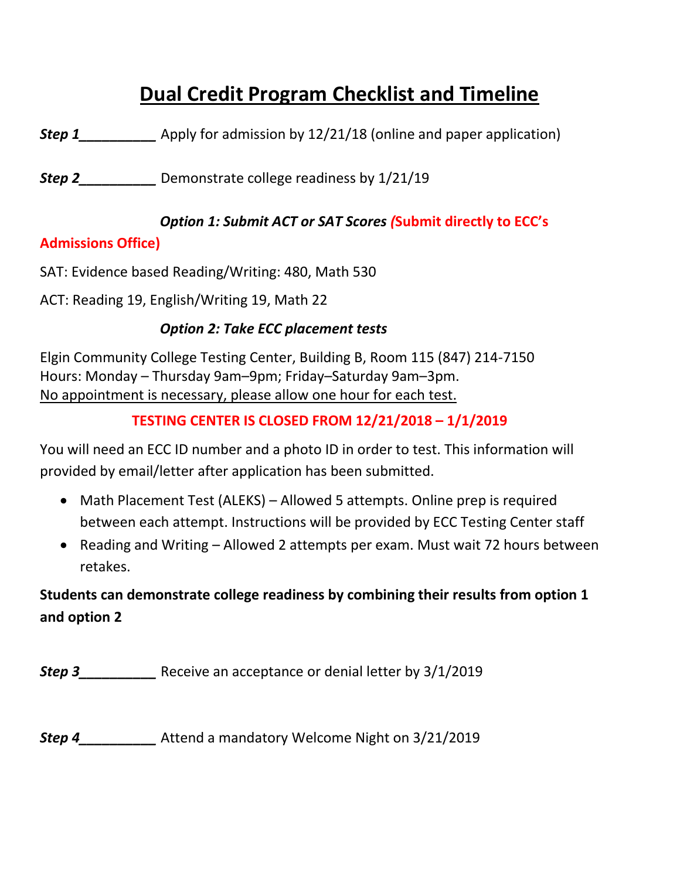# Dual Credit Program Checklist and Timeline

***Step 1**__________* Apply for admission by 12/21/18 (online and paper application)

***Step 2**__________* Demonstrate college readiness by 1/21/19

***Option 1: Submit ACT or SAT Scores*** **(Submit directly to ECC's Admissions Office)**

SAT: Evidence based Reading/Writing: 480, Math 530

ACT: Reading 19, English/Writing 19, Math 22

***Option 2: Take ECC placement tests***

Elgin Community College Testing Center, Building B, Room 115 (847) 214-7150
Hours: Monday – Thursday 9am–9pm; Friday–Saturday 9am–3pm.
No appointment is necessary, please allow one hour for each test.

**TESTING CENTER IS CLOSED FROM 12/21/2018 – 1/1/2019**

You will need an ECC ID number and a photo ID in order to test. This information will provided by email/letter after application has been submitted.

- Math Placement Test (ALEKS) – Allowed 5 attempts. Online prep is required between each attempt. Instructions will be provided by ECC Testing Center staff
- Reading and Writing – Allowed 2 attempts per exam. Must wait 72 hours between retakes.

**Students can demonstrate college readiness by combining their results from option 1 and option 2**

***Step 3**__________* Receive an acceptance or denial letter by 3/1/2019

***Step 4**__________* Attend a mandatory Welcome Night on 3/21/2019